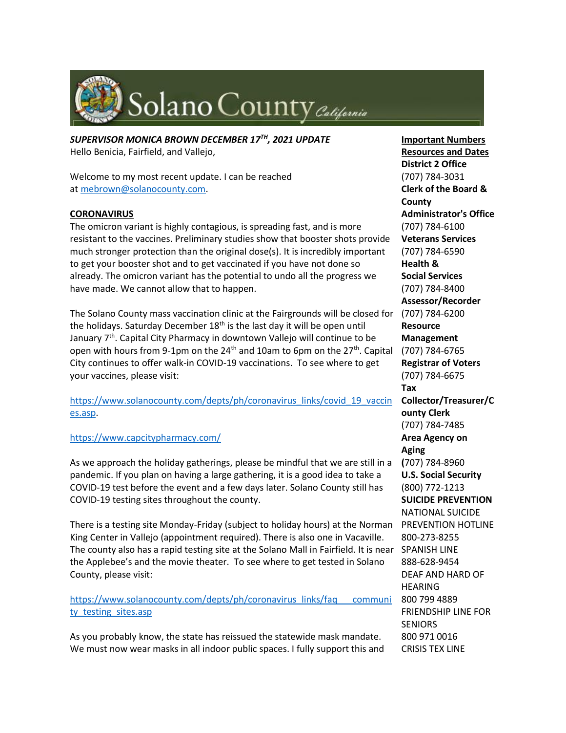Solano County *California*

***SUPERVISOR MONICA BROWN DECEMBER 17TH, 2021 UPDATE***

Hello Benicia, Fairfield, and Vallejo,

Welcome to my most recent update. I can be reached at mebrown@solanocounty.com.

**CORONAVIRUS**

The omicron variant is highly contagious, is spreading fast, and is more resistant to the vaccines. Preliminary studies show that booster shots provide much stronger protection than the original dose(s). It is incredibly important to get your booster shot and to get vaccinated if you have not done so already. The omicron variant has the potential to undo all the progress we have made. We cannot allow that to happen.

The Solano County mass vaccination clinic at the Fairgrounds will be closed for the holidays. Saturday December 18th is the last day it will be open until January 7th. Capital City Pharmacy in downtown Vallejo will continue to be open with hours from 9-1pm on the 24th and 10am to 6pm on the 27th. Capital City continues to offer walk-in COVID-19 vaccinations. To see where to get your vaccines, please visit:

https://www.solanocounty.com/depts/ph/coronavirus_links/covid_19_vaccines.asp.

https://www.capcitypharmacy.com/

As we approach the holiday gatherings, please be mindful that we are still in a pandemic. If you plan on having a large gathering, it is a good idea to take a COVID-19 test before the event and a few days later. Solano County still has COVID-19 testing sites throughout the county.

There is a testing site Monday-Friday (subject to holiday hours) at the Norman King Center in Vallejo (appointment required). There is also one in Vacaville. The county also has a rapid testing site at the Solano Mall in Fairfield. It is near the Applebee's and the movie theater. To see where to get tested in Solano County, please visit:

https://www.solanocounty.com/depts/ph/coronavirus_links/faq___community_testing_sites.asp

As you probably know, the state has reissued the statewide mask mandate. We must now wear masks in all indoor public spaces. I fully support this and

**Important Numbers Resources and Dates**

**District 2 Office**
(707) 784-3031

**Clerk of the Board & County Administrator's Office**
(707) 784-6100

**Veterans Services**
(707) 784-6590

**Health & Social Services**
(707) 784-8400

**Assessor/Recorder**
(707) 784-6200

**Resource Management**
(707) 784-6765

**Registrar of Voters**
(707) 784-6675

**Tax Collector/Treasurer/County Clerk**
(707) 784-7485

**Area Agency on Aging**
(707) 784-8960

**U.S. Social Security**
(800) 772-1213

**SUICIDE PREVENTION**

NATIONAL SUICIDE PREVENTION HOTLINE
800-273-8255

SPANISH LINE
888-628-9454

DEAF AND HARD OF HEARING
800 799 4889

FRIENDSHIP LINE FOR SENIORS
800 971 0016

CRISIS TEX LINE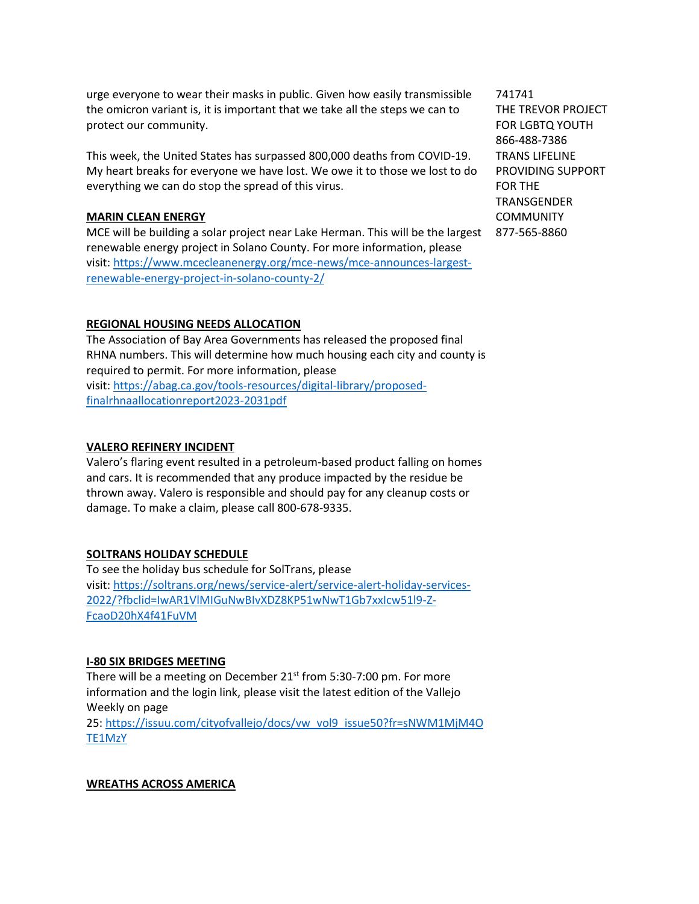urge everyone to wear their masks in public. Given how easily transmissible the omicron variant is, it is important that we take all the steps we can to protect our community.

This week, the United States has surpassed 800,000 deaths from COVID-19. My heart breaks for everyone we have lost. We owe it to those we lost to do everything we can do stop the spread of this virus.

**MARIN CLEAN ENERGY**

MCE will be building a solar project near Lake Herman. This will be the largest renewable energy project in Solano County. For more information, please visit: https://www.mcecleanenergy.org/mce-news/mce-announces-largest-renewable-energy-project-in-solano-county-2/

**REGIONAL HOUSING NEEDS ALLOCATION**

The Association of Bay Area Governments has released the proposed final RHNA numbers. This will determine how much housing each city and county is required to permit. For more information, please visit: https://abag.ca.gov/tools-resources/digital-library/proposed-finalrhnaallocationreport2023-2031pdf

**VALERO REFINERY INCIDENT**

Valero's flaring event resulted in a petroleum-based product falling on homes and cars. It is recommended that any produce impacted by the residue be thrown away. Valero is responsible and should pay for any cleanup costs or damage. To make a claim, please call 800-678-9335.

**SOLTRANS HOLIDAY SCHEDULE**

To see the holiday bus schedule for SolTrans, please visit: https://soltrans.org/news/service-alert/service-alert-holiday-services-2022/?fbclid=IwAR1VlMIGuNwBIvXDZ8KP51wNwT1Gb7xxIcw51l9-Z-FcaoD20hX4f41FuVM

**I-80 SIX BRIDGES MEETING**

There will be a meeting on December 21st from 5:30-7:00 pm. For more information and the login link, please visit the latest edition of the Vallejo Weekly on page 25: https://issuu.com/cityofvallejo/docs/vw_vol9_issue50?fr=sNWM1MjM4OTE1MzY

**WREATHS ACROSS AMERICA**

741741
THE TREVOR PROJECT FOR LGBTQ YOUTH
866-488-7386
TRANS LIFELINE PROVIDING SUPPORT FOR THE TRANSGENDER COMMUNITY
877-565-8860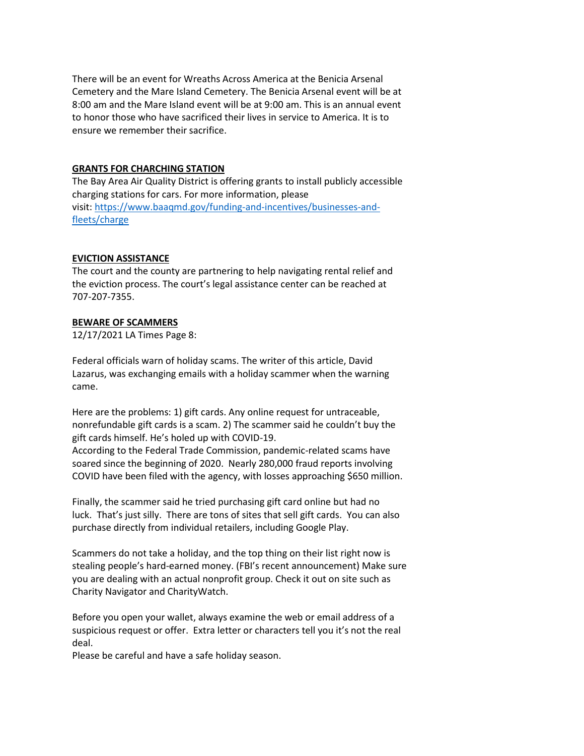There will be an event for Wreaths Across America at the Benicia Arsenal Cemetery and the Mare Island Cemetery. The Benicia Arsenal event will be at 8:00 am and the Mare Island event will be at 9:00 am. This is an annual event to honor those who have sacrificed their lives in service to America. It is to ensure we remember their sacrifice.

**GRANTS FOR CHARCHING STATION**

The Bay Area Air Quality District is offering grants to install publicly accessible charging stations for cars. For more information, please visit: [https://www.baaqmd.gov/funding-and-incentives/businesses-and-fleets/charge](https://www.baaqmd.gov/funding-and-incentives/businesses-and-fleets/charge)

**EVICTION ASSISTANCE**

The court and the county are partnering to help navigating rental relief and the eviction process. The court's legal assistance center can be reached at 707-207-7355.

**BEWARE OF SCAMMERS**

12/17/2021 LA Times Page 8:

Federal officials warn of holiday scams. The writer of this article, David Lazarus, was exchanging emails with a holiday scammer when the warning came.

Here are the problems: 1) gift cards. Any online request for untraceable, nonrefundable gift cards is a scam. 2) The scammer said he couldn't buy the gift cards himself. He's holed up with COVID-19.
According to the Federal Trade Commission, pandemic-related scams have soared since the beginning of 2020. Nearly 280,000 fraud reports involving COVID have been filed with the agency, with losses approaching $650 million.

Finally, the scammer said he tried purchasing gift card online but had no luck. That's just silly. There are tons of sites that sell gift cards. You can also purchase directly from individual retailers, including Google Play.

Scammers do not take a holiday, and the top thing on their list right now is stealing people's hard-earned money. (FBI's recent announcement) Make sure you are dealing with an actual nonprofit group. Check it out on site such as Charity Navigator and CharityWatch.

Before you open your wallet, always examine the web or email address of a suspicious request or offer. Extra letter or characters tell you it's not the real deal.
Please be careful and have a safe holiday season.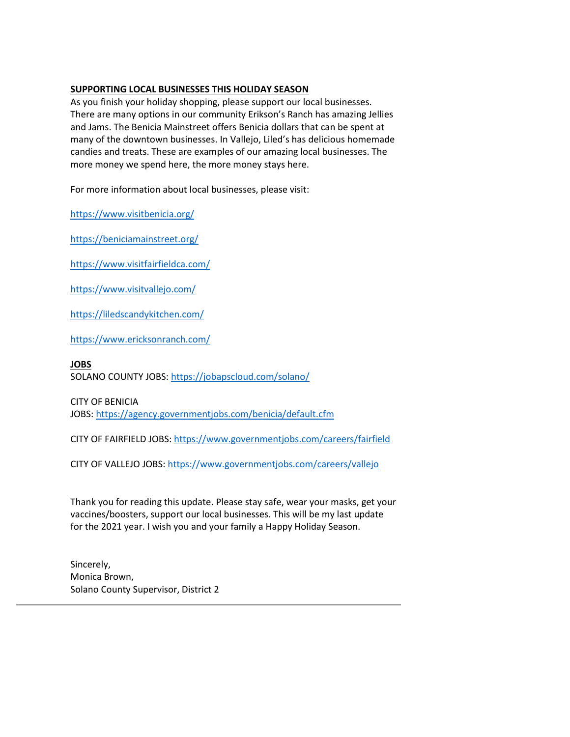**SUPPORTING LOCAL BUSINESSES THIS HOLIDAY SEASON**

As you finish your holiday shopping, please support our local businesses. There are many options in our community Erikson's Ranch has amazing Jellies and Jams. The Benicia Mainstreet offers Benicia dollars that can be spent at many of the downtown businesses. In Vallejo, Liled's has delicious homemade candies and treats. These are examples of our amazing local businesses. The more money we spend here, the more money stays here.

For more information about local businesses, please visit:

https://www.visitbenicia.org/

https://beniciamainstreet.org/

https://www.visitfairfieldca.com/

https://www.visitvallejo.com/

https://liledscandykitchen.com/

https://www.ericksonranch.com/

**JOBS**

SOLANO COUNTY JOBS: https://jobapscloud.com/solano/

CITY OF BENICIA JOBS: https://agency.governmentjobs.com/benicia/default.cfm

CITY OF FAIRFIELD JOBS: https://www.governmentjobs.com/careers/fairfield

CITY OF VALLEJO JOBS: https://www.governmentjobs.com/careers/vallejo

Thank you for reading this update. Please stay safe, wear your masks, get your vaccines/boosters, support our local businesses. This will be my last update for the 2021 year. I wish you and your family a Happy Holiday Season.

Sincerely,
Monica Brown,
Solano County Supervisor, District 2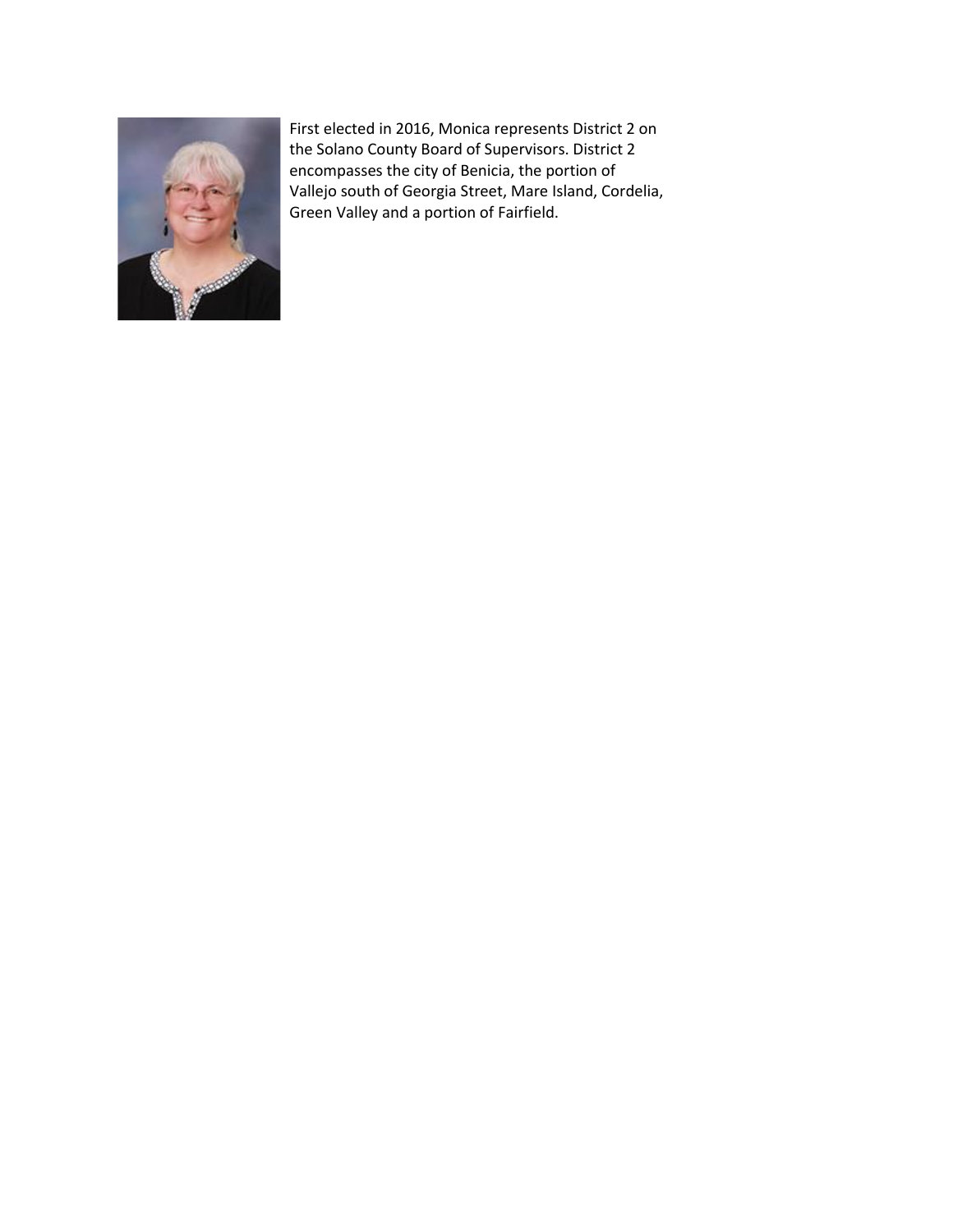First elected in 2016, Monica represents District 2 on the Solano County Board of Supervisors. District 2 encompasses the city of Benicia, the portion of Vallejo south of Georgia Street, Mare Island, Cordelia, Green Valley and a portion of Fairfield.